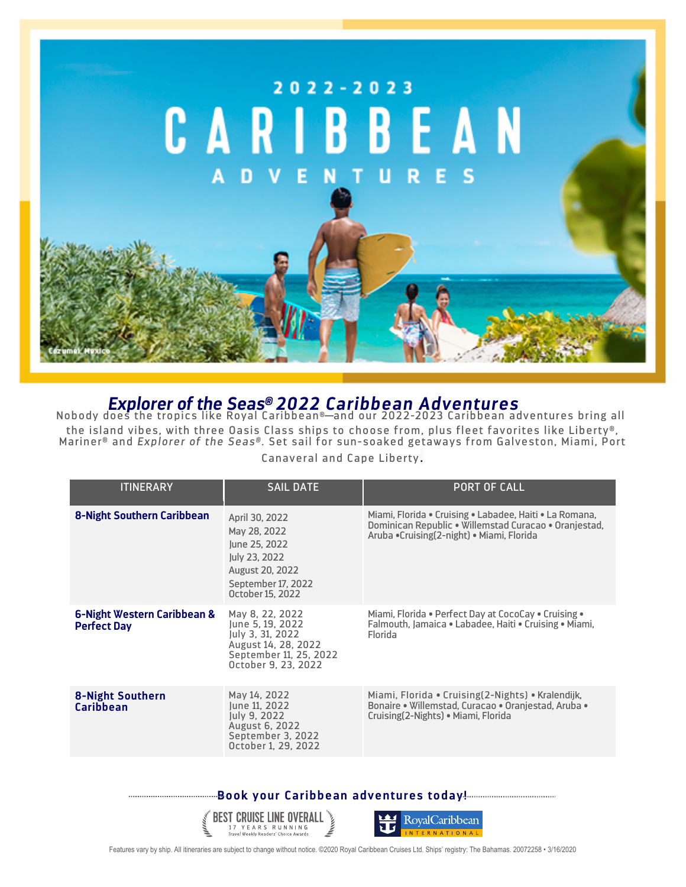2022-2023

# CARIBBEAN

## ADVENTURES

Cozumel, Mexico

## *Explorer of the Seas® 2022 Caribbean Adventures*

Nobody does the tropics like Royal Caribbean®—and our 2022-2023 Caribbean adventures bring all the island vibes, with three Oasis Class ships to choose from, plus fleet favorites like Liberty®, Mariner® and *Explorer of the Seas®*. Set sail for sun-soaked getaways from Galveston, Miami, Port Canaveral and Cape Liberty.

| ITINERARY | SAIL DATE | PORT OF CALL |
|---|---|---|
| **8-Night Southern Caribbean** | April 30, 2022<br>May 28, 2022<br>June 25, 2022<br>July 23, 2022<br>August 20, 2022<br>September 17, 2022<br>October 15, 2022 | Miami, Florida • Cruising • Labadee, Haiti • La Romana, Dominican Republic • Willemstad Curacao • Oranjestad, Aruba •Cruising(2-night) • Miami, Florida |
| **6-Night Western Caribbean & Perfect Day** | May 8, 22, 2022<br>June 5, 19, 2022<br>July 3, 31, 2022<br>August 14, 28, 2022<br>September 11, 25, 2022<br>October 9, 23, 2022 | Miami, Florida • Perfect Day at CocoCay • Cruising • Falmouth, Jamaica • Labadee, Haiti • Cruising • Miami, Florida |
| **8-Night Southern Caribbean** | May 14, 2022<br>June 11, 2022<br>July 9, 2022<br>August 6, 2022<br>September 3, 2022<br>October 1, 29, 2022 | Miami, Florida • Cruising(2-Nights) • Kralendijk, Bonaire • Willemstad, Curacao • Oranjestad, Aruba • Cruising(2-Nights) • Miami, Florida |

**Book your Caribbean adventures today!**

BEST CRUISE LINE OVERALL
17 YEARS RUNNING
Travel Weekly Readers' Choice Awards

RoyalCaribbean INTERNATIONAL

Features vary by ship. All itineraries are subject to change without notice. ©2020 Royal Caribbean Cruises Ltd. Ships' registry: The Bahamas. 20072258 • 3/16/2020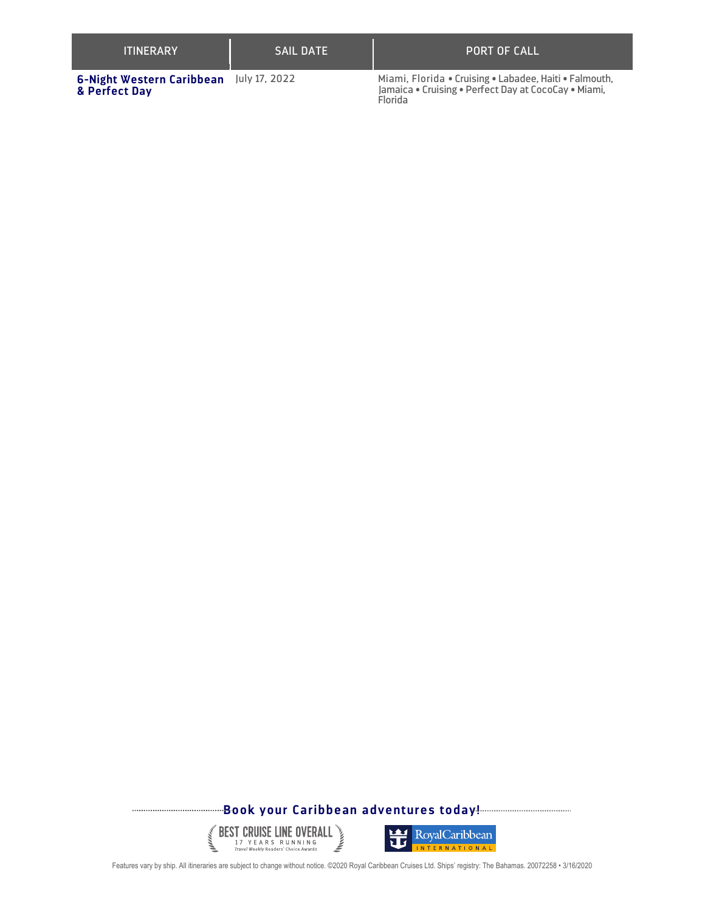| ITINERARY | SAIL DATE | PORT OF CALL |
| --- | --- | --- |
| **6-Night Western Caribbean & Perfect Day** | July 17, 2022 | Miami, Florida • Cruising • Labadee, Haiti • Falmouth, Jamaica • Cruising • Perfect Day at CocoCay • Miami, Florida |

**Book your Caribbean adventures today!**

BEST CRUISE LINE OVERALL
17 YEARS RUNNING
Travel Weekly Readers' Choice Awards

RoyalCaribbean INTERNATIONAL

Features vary by ship. All itineraries are subject to change without notice. ©2020 Royal Caribbean Cruises Ltd. Ships' registry: The Bahamas. 20072258 • 3/16/2020